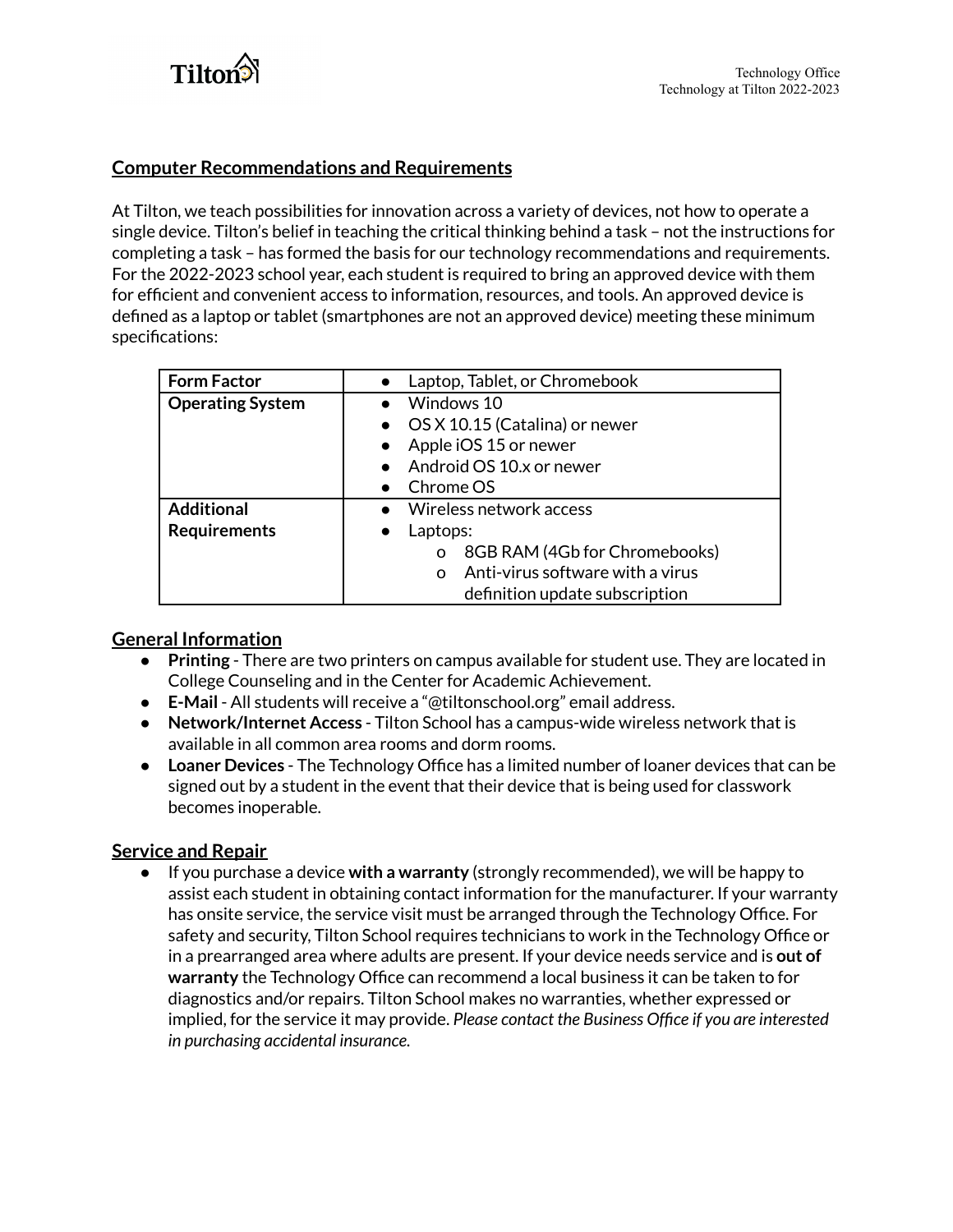## Computer Recommendations and Requirements

At Tilton, we teach possibilities for innovation across a variety of devices, not how to operate a single device. Tilton's belief in teaching the critical thinking behind a task – not the instructions for completing a task – has formed the basis for our technology recommendations and requirements. For the 2022-2023 school year, each student is required to bring an approved device with them for efficient and convenient access to information, resources, and tools. An approved device is defined as a laptop or tablet (smartphones are not an approved device) meeting these minimum specifications:

| **Form Factor** | • Laptop, Tablet, or Chromebook |
|---|---|
| **Operating System** | • Windows 10<br>• OS X 10.15 (Catalina) or newer<br>• Apple iOS 15 or newer<br>• Android OS 10.x or newer<br>• Chrome OS |
| **Additional Requirements** | • Wireless network access<br>• Laptops:<br>  o 8GB RAM (4Gb for Chromebooks)<br>  o Anti-virus software with a virus definition update subscription |

## General Information

- **Printing** - There are two printers on campus available for student use. They are located in College Counseling and in the Center for Academic Achievement.
- **E-Mail** - All students will receive a "@tiltonschool.org" email address.
- **Network/Internet Access** - Tilton School has a campus-wide wireless network that is available in all common area rooms and dorm rooms.
- **Loaner Devices** - The Technology Office has a limited number of loaner devices that can be signed out by a student in the event that their device that is being used for classwork becomes inoperable.

## Service and Repair

- If you purchase a device **with a warranty** (strongly recommended), we will be happy to assist each student in obtaining contact information for the manufacturer. If your warranty has onsite service, the service visit must be arranged through the Technology Office. For safety and security, Tilton School requires technicians to work in the Technology Office or in a prearranged area where adults are present. If your device needs service and is **out of warranty** the Technology Office can recommend a local business it can be taken to for diagnostics and/or repairs. Tilton School makes no warranties, whether expressed or implied, for the service it may provide. *Please contact the Business Office if you are interested in purchasing accidental insurance.*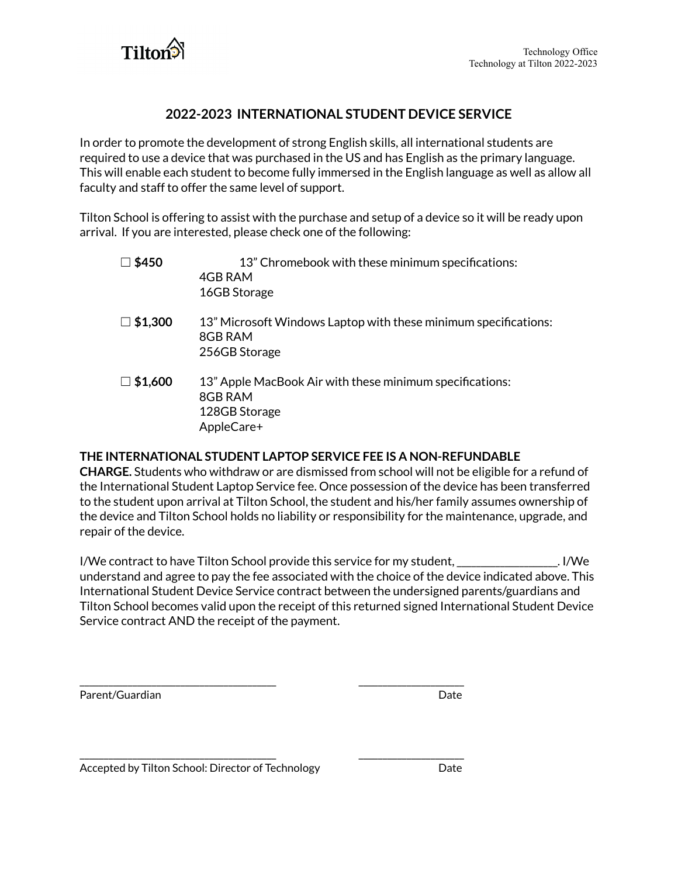## 2022-2023 INTERNATIONAL STUDENT DEVICE SERVICE

In order to promote the development of strong English skills, all international students are required to use a device that was purchased in the US and has English as the primary language. This will enable each student to become fully immersed in the English language as well as allow all faculty and staff to offer the same level of support.

Tilton School is offering to assist with the purchase and setup of a device so it will be ready upon arrival. If you are interested, please check one of the following:

☐ **$450** 13" Chromebook with these minimum specifications:
4GB RAM
16GB Storage

☐ **$1,300** 13" Microsoft Windows Laptop with these minimum specifications:
8GB RAM
256GB Storage

☐ **$1,600** 13" Apple MacBook Air with these minimum specifications:
8GB RAM
128GB Storage
AppleCare+

**THE INTERNATIONAL STUDENT LAPTOP SERVICE FEE IS A NON-REFUNDABLE CHARGE.** Students who withdraw or are dismissed from school will not be eligible for a refund of the International Student Laptop Service fee. Once possession of the device has been transferred to the student upon arrival at Tilton School, the student and his/her family assumes ownership of the device and Tilton School holds no liability or responsibility for the maintenance, upgrade, and repair of the device.

I/We contract to have Tilton School provide this service for my student, ________________. I/We understand and agree to pay the fee associated with the choice of the device indicated above. This International Student Device Service contract between the undersigned parents/guardians and Tilton School becomes valid upon the receipt of this returned signed International Student Device Service contract AND the receipt of the payment.

_________________________________ _________________
Parent/Guardian Date

_________________________________ _________________
Accepted by Tilton School: Director of Technology Date